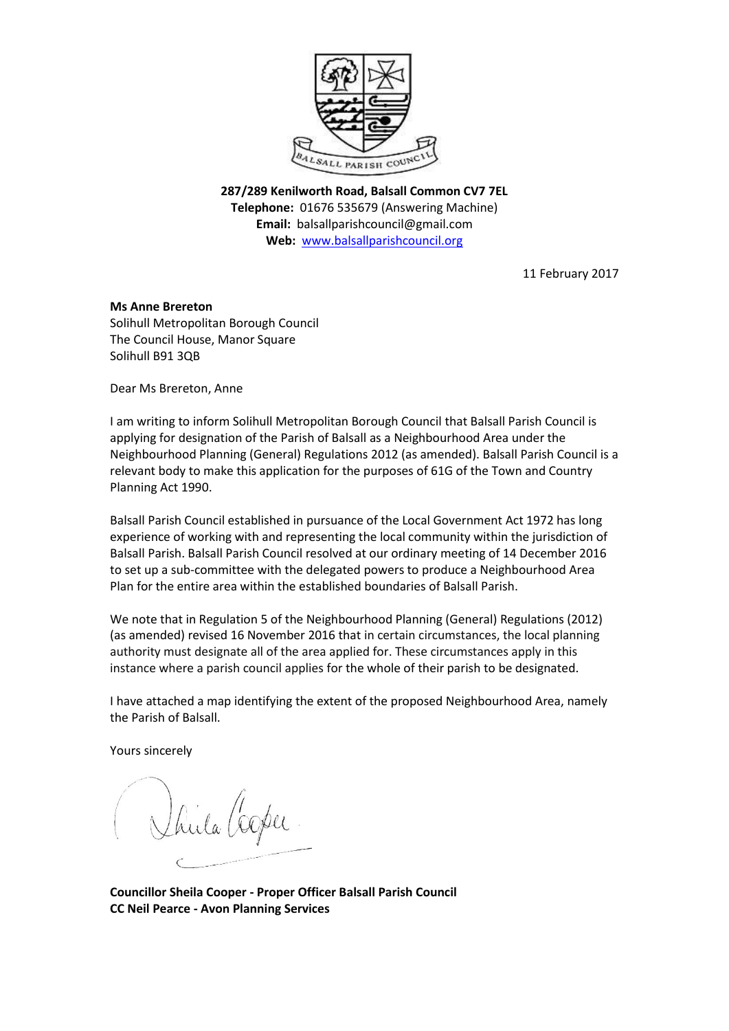**287/289 Kenilworth Road, Balsall Common CV7 7EL**
**Telephone:** 01676 535679 (Answering Machine)
**Email:** balsallparishcouncil@gmail.com
**Web:** www.balsallparishcouncil.org

11 February 2017

**Ms Anne Brereton**
Solihull Metropolitan Borough Council
The Council House, Manor Square
Solihull B91 3QB

Dear Ms Brereton, Anne

I am writing to inform Solihull Metropolitan Borough Council that Balsall Parish Council is applying for designation of the Parish of Balsall as a Neighbourhood Area under the Neighbourhood Planning (General) Regulations 2012 (as amended). Balsall Parish Council is a relevant body to make this application for the purposes of 61G of the Town and Country Planning Act 1990.

Balsall Parish Council established in pursuance of the Local Government Act 1972 has long experience of working with and representing the local community within the jurisdiction of Balsall Parish. Balsall Parish Council resolved at our ordinary meeting of 14 December 2016 to set up a sub-committee with the delegated powers to produce a Neighbourhood Area Plan for the entire area within the established boundaries of Balsall Parish.

We note that in Regulation 5 of the Neighbourhood Planning (General) Regulations (2012) (as amended) revised 16 November 2016 that in certain circumstances, the local planning authority must designate all of the area applied for. These circumstances apply in this instance where a parish council applies for the whole of their parish to be designated.

I have attached a map identifying the extent of the proposed Neighbourhood Area, namely the Parish of Balsall.

Yours sincerely

**Councillor Sheila Cooper - Proper Officer Balsall Parish Council**
**CC Neil Pearce - Avon Planning Services**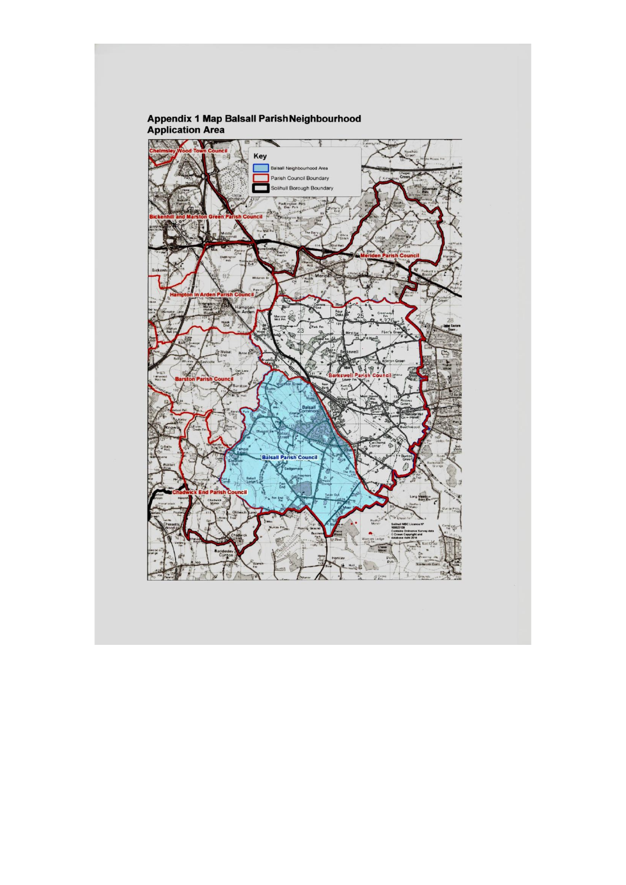## Appendix 1 Map Balsall Parish Neighbourhood Application Area

Key

Balsall Neighbourhood Area

Parish Council Boundary

Solihull Borough Boundary

Chelmsley Wood Town Council

Bickenhill and Marston Green Parish Council

Meriden Parish Council

Hampton in Arden Parish Council

Berkswell Parish Council

Barston Parish Council

Balsall Parish Council

Chadwick End Parish Council

Solihull MBC Licence N° 100023139

Contains Ordnance Survey data © Crown Copyright and database right 2014